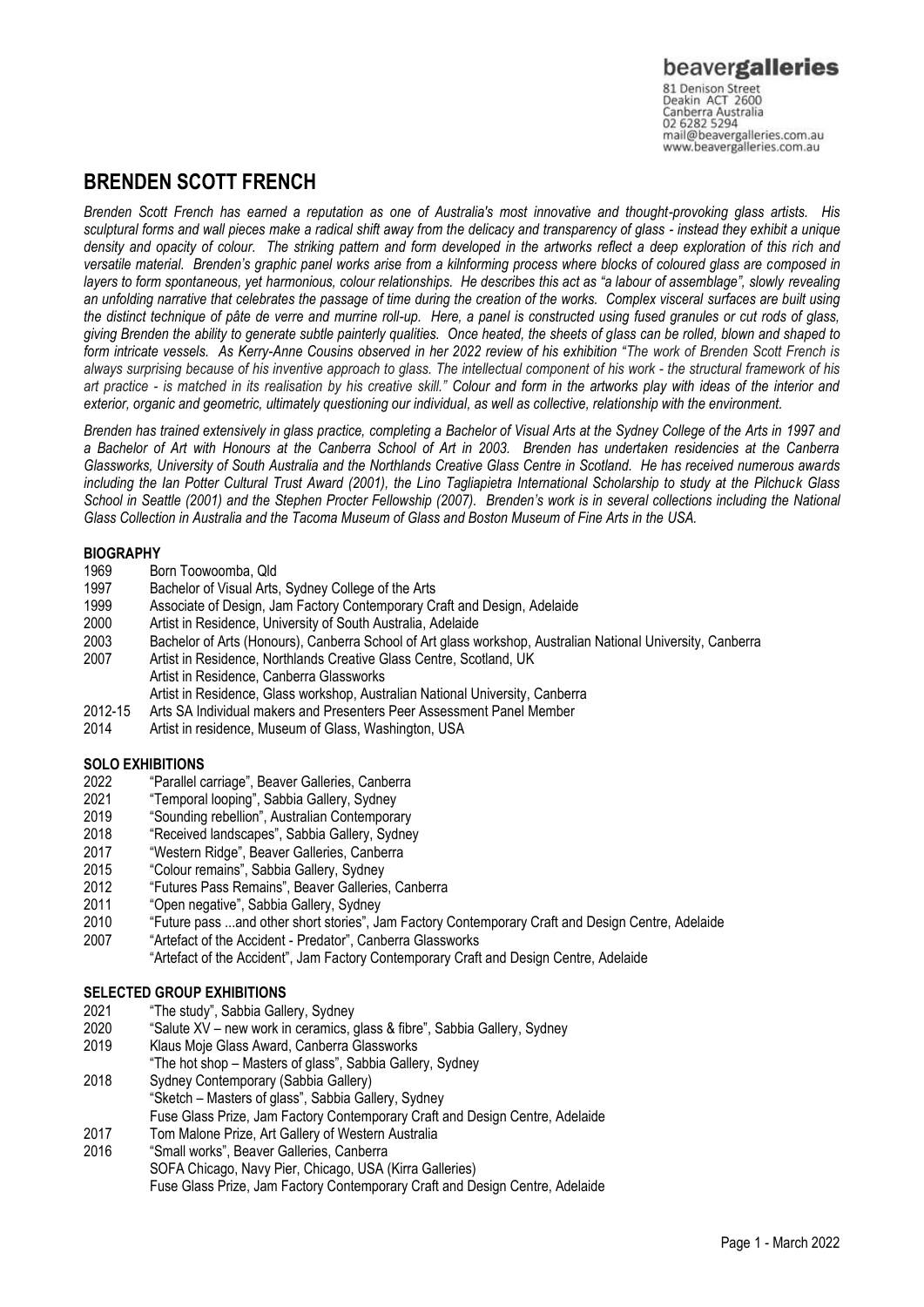beavergalleries
81 Denison Street
Deakin ACT 2600
Canberra Australia
02 6282 5294
mail@beavergalleries.com.au
www.beavergalleries.com.au

# BRENDEN SCOTT FRENCH

*Brenden Scott French has earned a reputation as one of Australia's most innovative and thought-provoking glass artists. His sculptural forms and wall pieces make a radical shift away from the delicacy and transparency of glass - instead they exhibit a unique density and opacity of colour. The striking pattern and form developed in the artworks reflect a deep exploration of this rich and versatile material. Brenden's graphic panel works arise from a kilnforming process where blocks of coloured glass are composed in layers to form spontaneous, yet harmonious, colour relationships. He describes this act as "a labour of assemblage", slowly revealing an unfolding narrative that celebrates the passage of time during the creation of the works. Complex visceral surfaces are built using the distinct technique of pâte de verre and murrine roll-up. Here, a panel is constructed using fused granules or cut rods of glass, giving Brenden the ability to generate subtle painterly qualities. Once heated, the sheets of glass can be rolled, blown and shaped to form intricate vessels. As Kerry-Anne Cousins observed in her 2022 review of his exhibition "The work of Brenden Scott French is always surprising because of his inventive approach to glass. The intellectual component of his work - the structural framework of his art practice - is matched in its realisation by his creative skill." Colour and form in the artworks play with ideas of the interior and exterior, organic and geometric, ultimately questioning our individual, as well as collective, relationship with the environment.*

*Brenden has trained extensively in glass practice, completing a Bachelor of Visual Arts at the Sydney College of the Arts in 1997 and a Bachelor of Art with Honours at the Canberra School of Art in 2003. Brenden has undertaken residencies at the Canberra Glassworks, University of South Australia and the Northlands Creative Glass Centre in Scotland. He has received numerous awards including the Ian Potter Cultural Trust Award (2001), the Lino Tagliapietra International Scholarship to study at the Pilchuck Glass School in Seattle (2001) and the Stephen Procter Fellowship (2007). Brenden's work is in several collections including the National Glass Collection in Australia and the Tacoma Museum of Glass and Boston Museum of Fine Arts in the USA.*

## BIOGRAPHY

1969 Born Toowoomba, Qld
1997 Bachelor of Visual Arts, Sydney College of the Arts
1999 Associate of Design, Jam Factory Contemporary Craft and Design, Adelaide
2000 Artist in Residence, University of South Australia, Adelaide
2003 Bachelor of Arts (Honours), Canberra School of Art glass workshop, Australian National University, Canberra
2007 Artist in Residence, Northlands Creative Glass Centre, Scotland, UK
Artist in Residence, Canberra Glassworks
Artist in Residence, Glass workshop, Australian National University, Canberra
2012-15 Arts SA Individual makers and Presenters Peer Assessment Panel Member
2014 Artist in residence, Museum of Glass, Washington, USA

## SOLO EXHIBITIONS

2022 "Parallel carriage", Beaver Galleries, Canberra
2021 "Temporal looping", Sabbia Gallery, Sydney
2019 "Sounding rebellion", Australian Contemporary
2018 "Received landscapes", Sabbia Gallery, Sydney
2017 "Western Ridge", Beaver Galleries, Canberra
2015 "Colour remains", Sabbia Gallery, Sydney
2012 "Futures Pass Remains", Beaver Galleries, Canberra
2011 "Open negative", Sabbia Gallery, Sydney
2010 "Future pass ...and other short stories", Jam Factory Contemporary Craft and Design Centre, Adelaide
2007 "Artefact of the Accident - Predator", Canberra Glassworks
"Artefact of the Accident", Jam Factory Contemporary Craft and Design Centre, Adelaide

## SELECTED GROUP EXHIBITIONS

2021 "The study", Sabbia Gallery, Sydney
2020 "Salute XV – new work in ceramics, glass & fibre", Sabbia Gallery, Sydney
2019 Klaus Moje Glass Award, Canberra Glassworks
"The hot shop – Masters of glass", Sabbia Gallery, Sydney
2018 Sydney Contemporary (Sabbia Gallery)
"Sketch – Masters of glass", Sabbia Gallery, Sydney
Fuse Glass Prize, Jam Factory Contemporary Craft and Design Centre, Adelaide
2017 Tom Malone Prize, Art Gallery of Western Australia
2016 "Small works", Beaver Galleries, Canberra
SOFA Chicago, Navy Pier, Chicago, USA (Kirra Galleries)
Fuse Glass Prize, Jam Factory Contemporary Craft and Design Centre, Adelaide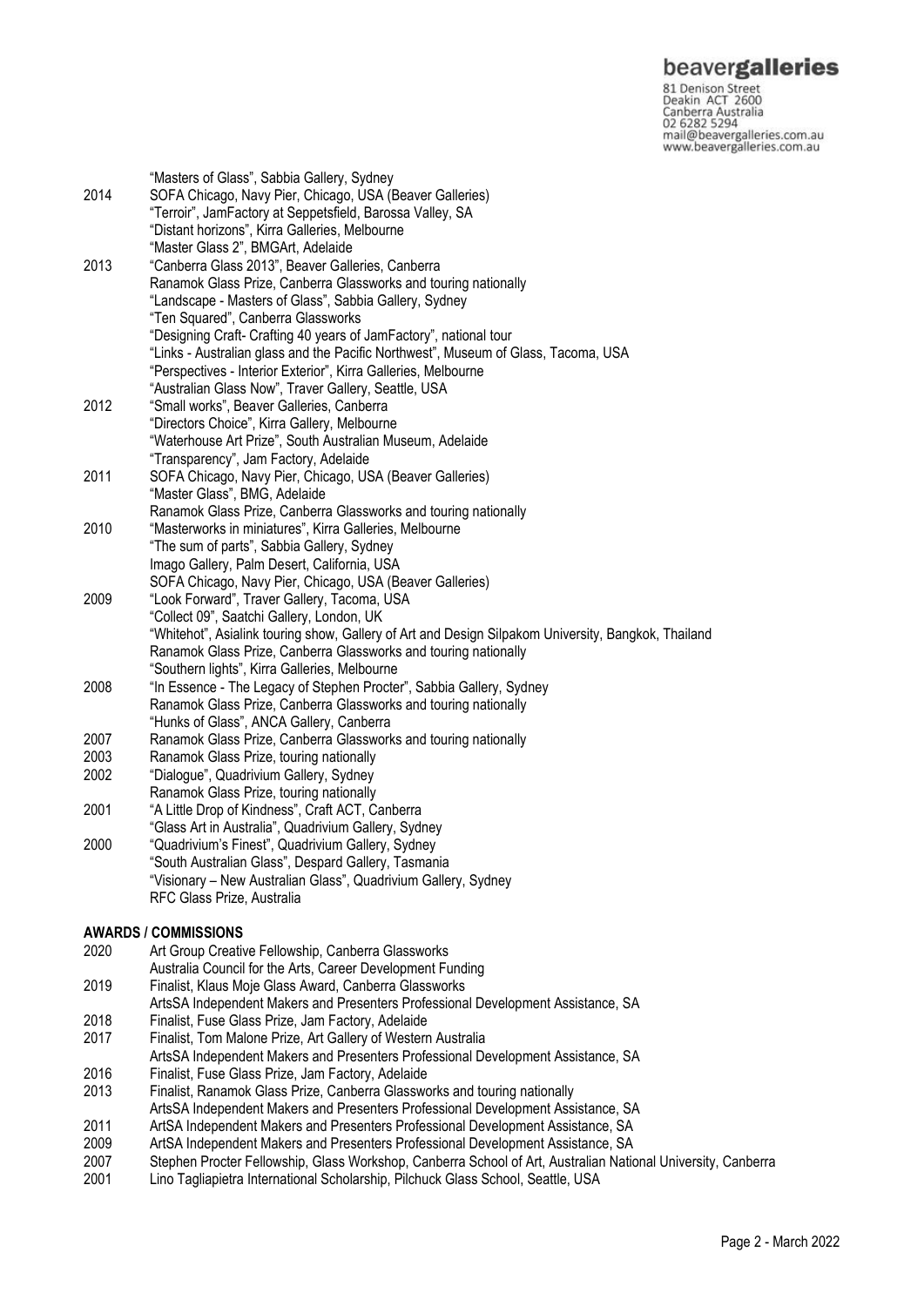| | |
|---|---|
| | "Masters of Glass", Sabbia Gallery, Sydney |
| 2014 | SOFA Chicago, Navy Pier, Chicago, USA (Beaver Galleries) |
| | "Terroir", JamFactory at Seppetsfield, Barossa Valley, SA |
| | "Distant horizons", Kirra Galleries, Melbourne |
| | "Master Glass 2", BMGArt, Adelaide |
| 2013 | "Canberra Glass 2013", Beaver Galleries, Canberra |
| | Ranamok Glass Prize, Canberra Glassworks and touring nationally |
| | "Landscape - Masters of Glass", Sabbia Gallery, Sydney |
| | "Ten Squared", Canberra Glassworks |
| | "Designing Craft- Crafting 40 years of JamFactory", national tour |
| | "Links - Australian glass and the Pacific Northwest", Museum of Glass, Tacoma, USA |
| | "Perspectives - Interior Exterior", Kirra Galleries, Melbourne |
| | "Australian Glass Now", Traver Gallery, Seattle, USA |
| 2012 | "Small works", Beaver Galleries, Canberra |
| | "Directors Choice", Kirra Gallery, Melbourne |
| | "Waterhouse Art Prize", South Australian Museum, Adelaide |
| | "Transparency", Jam Factory, Adelaide |
| 2011 | SOFA Chicago, Navy Pier, Chicago, USA (Beaver Galleries) |
| | "Master Glass", BMG, Adelaide |
| | Ranamok Glass Prize, Canberra Glassworks and touring nationally |
| 2010 | "Masterworks in miniatures", Kirra Galleries, Melbourne |
| | "The sum of parts", Sabbia Gallery, Sydney |
| | Imago Gallery, Palm Desert, California, USA |
| | SOFA Chicago, Navy Pier, Chicago, USA (Beaver Galleries) |
| 2009 | "Look Forward", Traver Gallery, Tacoma, USA |
| | "Collect 09", Saatchi Gallery, London, UK |
| | "Whitehot", Asialink touring show, Gallery of Art and Design Silpakom University, Bangkok, Thailand |
| | Ranamok Glass Prize, Canberra Glassworks and touring nationally |
| | "Southern lights", Kirra Galleries, Melbourne |
| 2008 | "In Essence - The Legacy of Stephen Procter", Sabbia Gallery, Sydney |
| | Ranamok Glass Prize, Canberra Glassworks and touring nationally |
| | "Hunks of Glass", ANCA Gallery, Canberra |
| 2007 | Ranamok Glass Prize, Canberra Glassworks and touring nationally |
| 2003 | Ranamok Glass Prize, touring nationally |
| 2002 | "Dialogue", Quadrivium Gallery, Sydney |
| | Ranamok Glass Prize, touring nationally |
| 2001 | "A Little Drop of Kindness", Craft ACT, Canberra |
| | "Glass Art in Australia", Quadrivium Gallery, Sydney |
| 2000 | "Quadrivium's Finest", Quadrivium Gallery, Sydney |
| | "South Australian Glass", Despard Gallery, Tasmania |
| | "Visionary – New Australian Glass", Quadrivium Gallery, Sydney |
| | RFC Glass Prize, Australia |

**AWARDS / COMMISSIONS**

| | |
|---|---|
| 2020 | Art Group Creative Fellowship, Canberra Glassworks |
| | Australia Council for the Arts, Career Development Funding |
| 2019 | Finalist, Klaus Moje Glass Award, Canberra Glassworks |
| | ArtsSA Independent Makers and Presenters Professional Development Assistance, SA |
| 2018 | Finalist, Fuse Glass Prize, Jam Factory, Adelaide |
| 2017 | Finalist, Tom Malone Prize, Art Gallery of Western Australia |
| | ArtsSA Independent Makers and Presenters Professional Development Assistance, SA |
| 2016 | Finalist, Fuse Glass Prize, Jam Factory, Adelaide |
| 2013 | Finalist, Ranamok Glass Prize, Canberra Glassworks and touring nationally |
| | ArtsSA Independent Makers and Presenters Professional Development Assistance, SA |
| 2011 | ArtSA Independent Makers and Presenters Professional Development Assistance, SA |
| 2009 | ArtSA Independent Makers and Presenters Professional Development Assistance, SA |
| 2007 | Stephen Procter Fellowship, Glass Workshop, Canberra School of Art, Australian National University, Canberra |
| 2001 | Lino Tagliapietra International Scholarship, Pilchuck Glass School, Seattle, USA |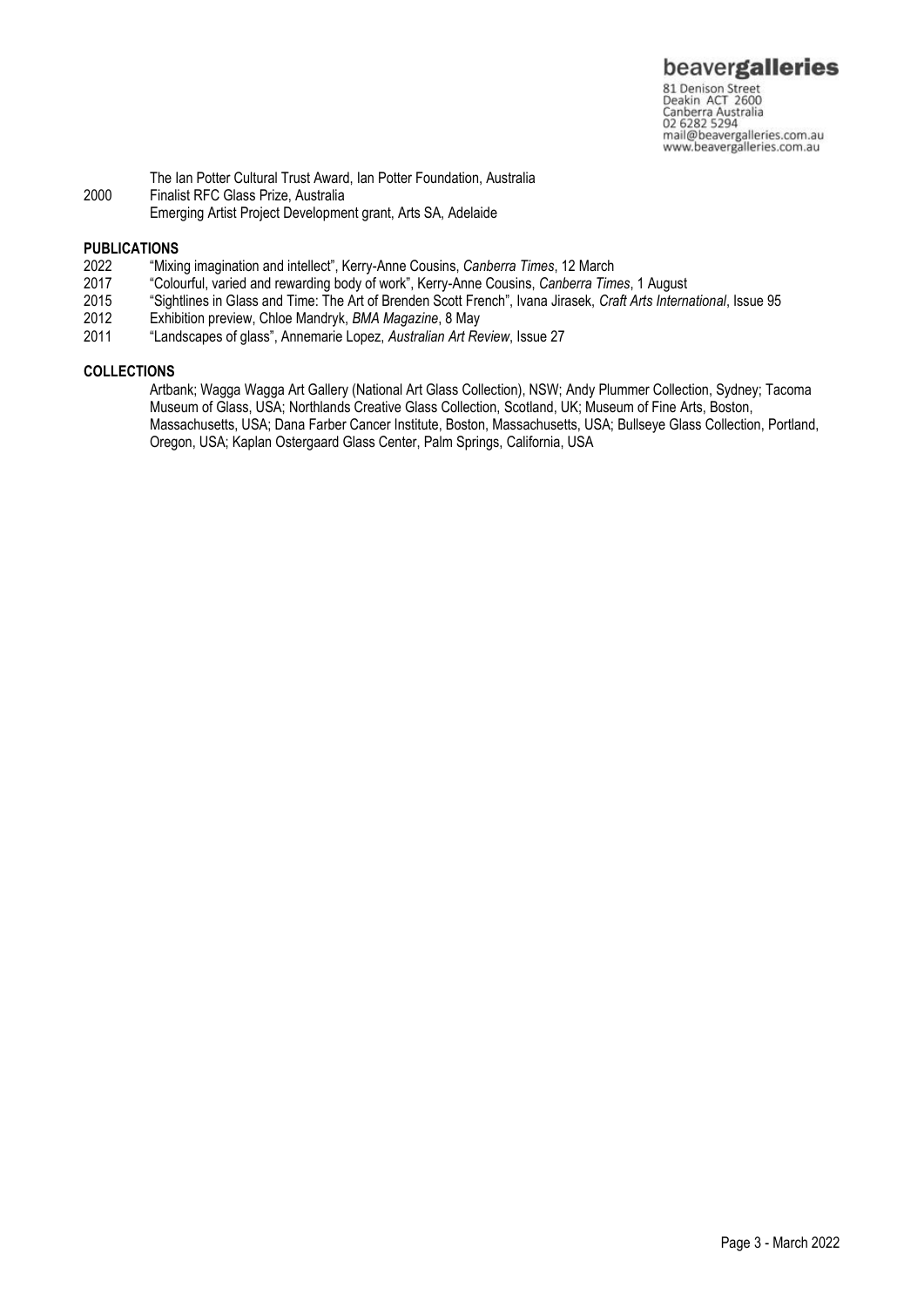The Ian Potter Cultural Trust Award, Ian Potter Foundation, Australia

2000 Finalist RFC Glass Prize, Australia

Emerging Artist Project Development grant, Arts SA, Adelaide

**PUBLICATIONS**

2022 "Mixing imagination and intellect", Kerry-Anne Cousins, *Canberra Times*, 12 March

2017 "Colourful, varied and rewarding body of work", Kerry-Anne Cousins, *Canberra Times*, 1 August

2015 "Sightlines in Glass and Time: The Art of Brenden Scott French", Ivana Jirasek, *Craft Arts International*, Issue 95

2012 Exhibition preview, Chloe Mandryk, *BMA Magazine*, 8 May

2011 "Landscapes of glass", Annemarie Lopez, *Australian Art Review*, Issue 27

**COLLECTIONS**

Artbank; Wagga Wagga Art Gallery (National Art Glass Collection), NSW; Andy Plummer Collection, Sydney; Tacoma Museum of Glass, USA; Northlands Creative Glass Collection, Scotland, UK; Museum of Fine Arts, Boston, Massachusetts, USA; Dana Farber Cancer Institute, Boston, Massachusetts, USA; Bullseye Glass Collection, Portland, Oregon, USA; Kaplan Ostergaard Glass Center, Palm Springs, California, USA